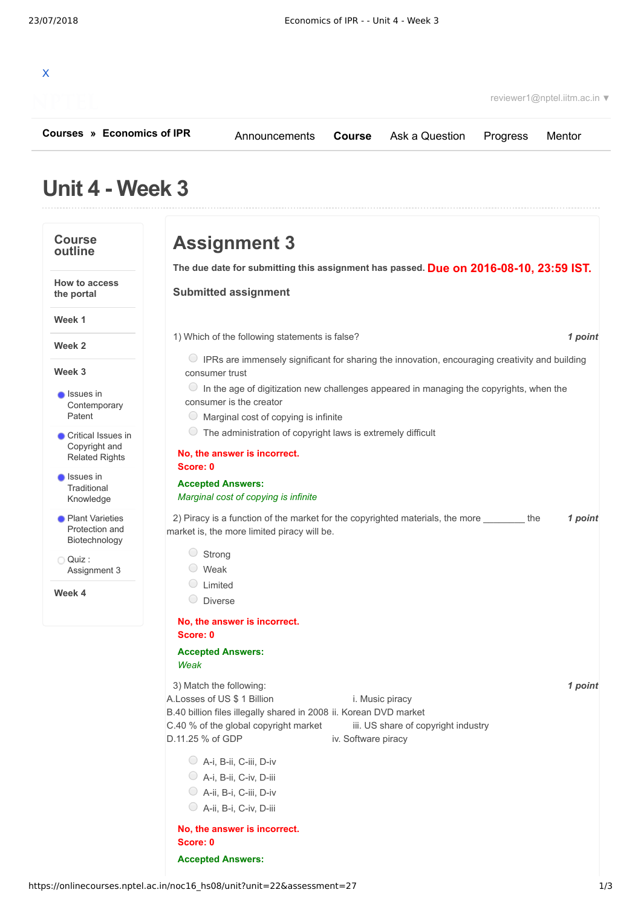X

reviewer1@nptel.iitm.ac.in ▼

**Courses » Economics of IPR**

Announcements | **Course** | Ask a Question | Progress | Mentor

# Unit 4 - Week 3

## Course outline

**How to access the portal**

**Week 1**

**Week 2**

**Week 3**

- Issues in Contemporary Patent
- Critical Issues in Copyright and Related Rights
- Issues in Traditional Knowledge
- Plant Varieties Protection and Biotechnology
- Quiz : Assignment 3

**Week 4**

# Assignment 3

**The due date for submitting this assignment has passed.** **Due on 2016-08-10, 23:59 IST.**

### Submitted assignment

1) Which of the following statements is false? *1 point*

- IPRs are immensely significant for sharing the innovation, encouraging creativity and building consumer trust
- In the age of digitization new challenges appeared in managing the copyrights, when the consumer is the creator
- Marginal cost of copying is infinite
- The administration of copyright laws is extremely difficult

**No, the answer is incorrect.**
**Score: 0**

**Accepted Answers:**
*Marginal cost of copying is infinite*

2) Piracy is a function of the market for the copyrighted materials, the more ________ the market is, the more limited piracy will be. *1 point*

- Strong
- Weak
- Limited
- Diverse

**No, the answer is incorrect.**
**Score: 0**

**Accepted Answers:**
*Weak*

3) Match the following: *1 point*

A.Losses of US $ 1 Billion — i. Music piracy
B.40 billion files illegally shared in 2008 — ii. Korean DVD market
C.40 % of the global copyright market — iii. US share of copyright industry
D.11.25 % of GDP — iv. Software piracy

- A-i, B-ii, C-iii, D-iv
- A-i, B-ii, C-iv, D-iii
- A-ii, B-i, C-iii, D-iv
- A-ii, B-i, C-iv, D-iii

**No, the answer is incorrect.**
**Score: 0**

**Accepted Answers:**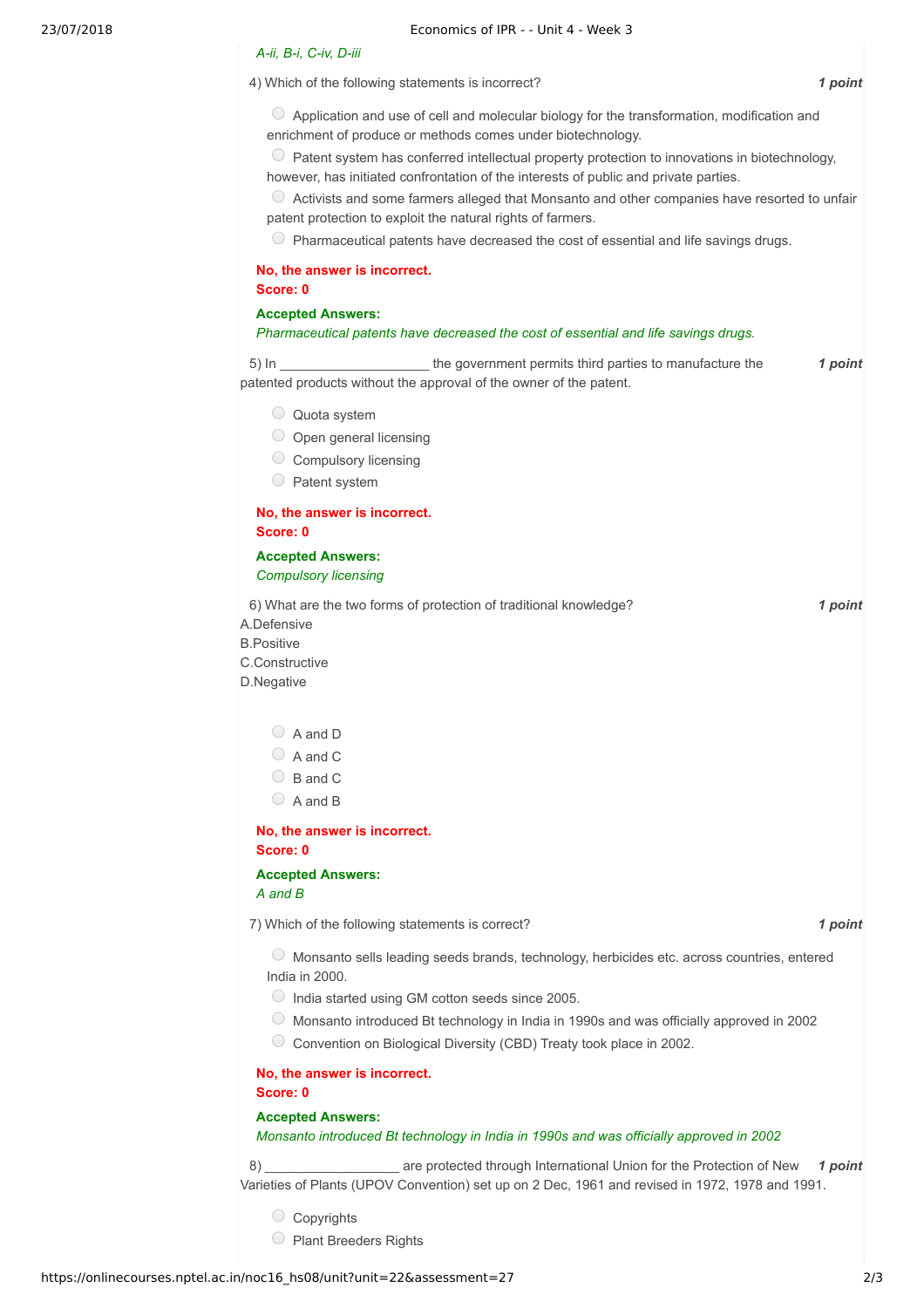*A-ii, B-i, C-iv, D-iii*

4) Which of the following statements is incorrect? **1 point**

- Application and use of cell and molecular biology for the transformation, modification and enrichment of produce or methods comes under biotechnology.
- Patent system has conferred intellectual property protection to innovations in biotechnology, however, has initiated confrontation of the interests of public and private parties.
- Activists and some farmers alleged that Monsanto and other companies have resorted to unfair patent protection to exploit the natural rights of farmers.
- Pharmaceutical patents have decreased the cost of essential and life savings drugs.

**No, the answer is incorrect.**
**Score: 0**

**Accepted Answers:**
*Pharmaceutical patents have decreased the cost of essential and life savings drugs.*

5) In ____________________ the government permits third parties to manufacture the patented products without the approval of the owner of the patent. **1 point**

- Quota system
- Open general licensing
- Compulsory licensing
- Patent system

**No, the answer is incorrect.**
**Score: 0**

**Accepted Answers:**
*Compulsory licensing*

6) What are the two forms of protection of traditional knowledge? **1 point**
A.Defensive
B.Positive
C.Constructive
D.Negative

- A and D
- A and C
- B and C
- A and B

**No, the answer is incorrect.**
**Score: 0**

**Accepted Answers:**
*A and B*

7) Which of the following statements is correct? **1 point**

- Monsanto sells leading seeds brands, technology, herbicides etc. across countries, entered India in 2000.
- India started using GM cotton seeds since 2005.
- Monsanto introduced Bt technology in India in 1990s and was officially approved in 2002
- Convention on Biological Diversity (CBD) Treaty took place in 2002.

**No, the answer is incorrect.**
**Score: 0**

**Accepted Answers:**
*Monsanto introduced Bt technology in India in 1990s and was officially approved in 2002*

8) __________________ are protected through International Union for the Protection of New Varieties of Plants (UPOV Convention) set up on 2 Dec, 1961 and revised in 1972, 1978 and 1991. **1 point**

- Copyrights
- Plant Breeders Rights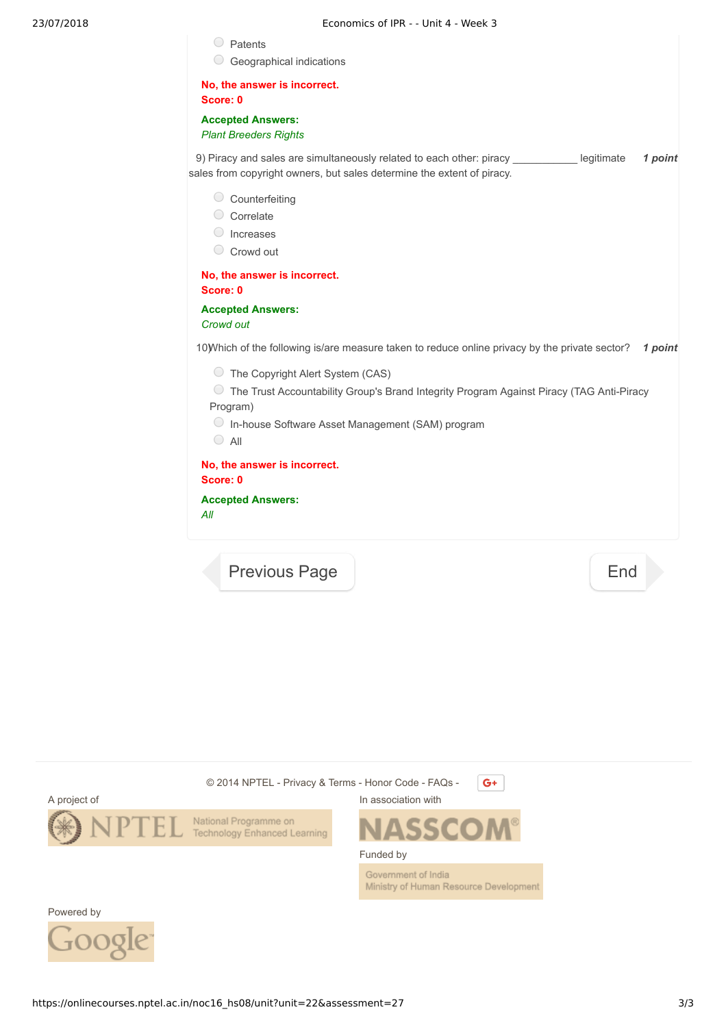- Patents
- Geographical indications

**No, the answer is incorrect.**
**Score: 0**

**Accepted Answers:**
*Plant Breeders Rights*

9) Piracy and sales are simultaneously related to each other: piracy ___________ legitimate sales from copyright owners, but sales determine the extent of piracy. ***1 point***

- Counterfeiting
- Correlate
- Increases
- Crowd out

**No, the answer is incorrect.**
**Score: 0**

**Accepted Answers:**
*Crowd out*

10) Which of the following is/are measure taken to reduce online privacy by the private sector? ***1 point***

- The Copyright Alert System (CAS)
- The Trust Accountability Group's Brand Integrity Program Against Piracy (TAG Anti-Piracy Program)
- In-house Software Asset Management (SAM) program
- All

**No, the answer is incorrect.**
**Score: 0**

**Accepted Answers:**
*All*

Previous Page

End

© 2014 NPTEL - Privacy & Terms - Honor Code - FAQs -

A project of

NPTEL National Programme on Technology Enhanced Learning

In association with

NASSCOM®

Funded by

Government of India
Ministry of Human Resource Development

Powered by

Google